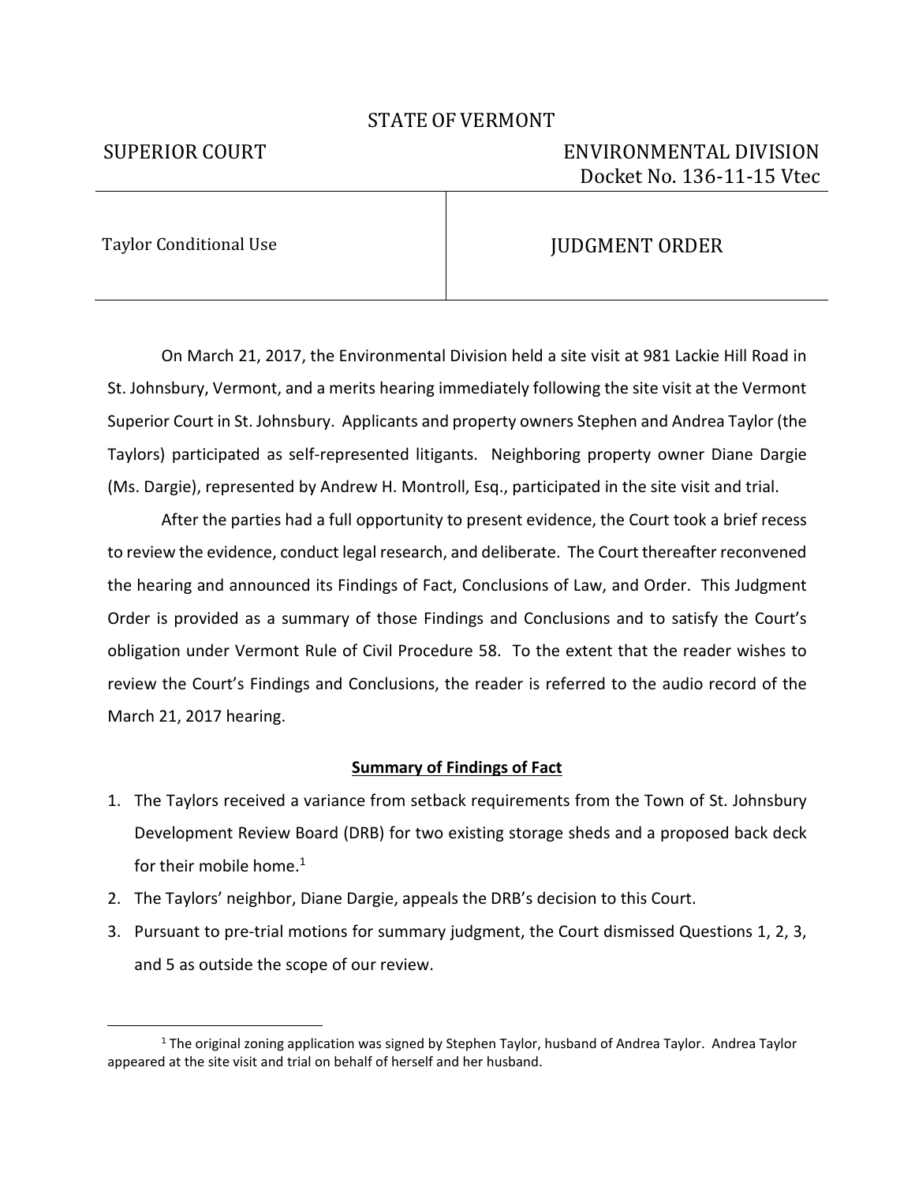STATE OF VERMONT

SUPERIOR COURT — ENVIRONMENTAL DIVISION
Docket No. 136-11-15 Vtec

| Taylor Conditional Use | JUDGMENT ORDER |
| --- | --- |

On March 21, 2017, the Environmental Division held a site visit at 981 Lackie Hill Road in St. Johnsbury, Vermont, and a merits hearing immediately following the site visit at the Vermont Superior Court in St. Johnsbury. Applicants and property owners Stephen and Andrea Taylor (the Taylors) participated as self-represented litigants. Neighboring property owner Diane Dargie (Ms. Dargie), represented by Andrew H. Montroll, Esq., participated in the site visit and trial.

After the parties had a full opportunity to present evidence, the Court took a brief recess to review the evidence, conduct legal research, and deliberate. The Court thereafter reconvened the hearing and announced its Findings of Fact, Conclusions of Law, and Order. This Judgment Order is provided as a summary of those Findings and Conclusions and to satisfy the Court's obligation under Vermont Rule of Civil Procedure 58. To the extent that the reader wishes to review the Court's Findings and Conclusions, the reader is referred to the audio record of the March 21, 2017 hearing.

## Summary of Findings of Fact

1. The Taylors received a variance from setback requirements from the Town of St. Johnsbury Development Review Board (DRB) for two existing storage sheds and a proposed back deck for their mobile home.[1]
2. The Taylors' neighbor, Diane Dargie, appeals the DRB's decision to this Court.
3. Pursuant to pre-trial motions for summary judgment, the Court dismissed Questions 1, 2, 3, and 5 as outside the scope of our review.

---

[1] The original zoning application was signed by Stephen Taylor, husband of Andrea Taylor. Andrea Taylor appeared at the site visit and trial on behalf of herself and her husband.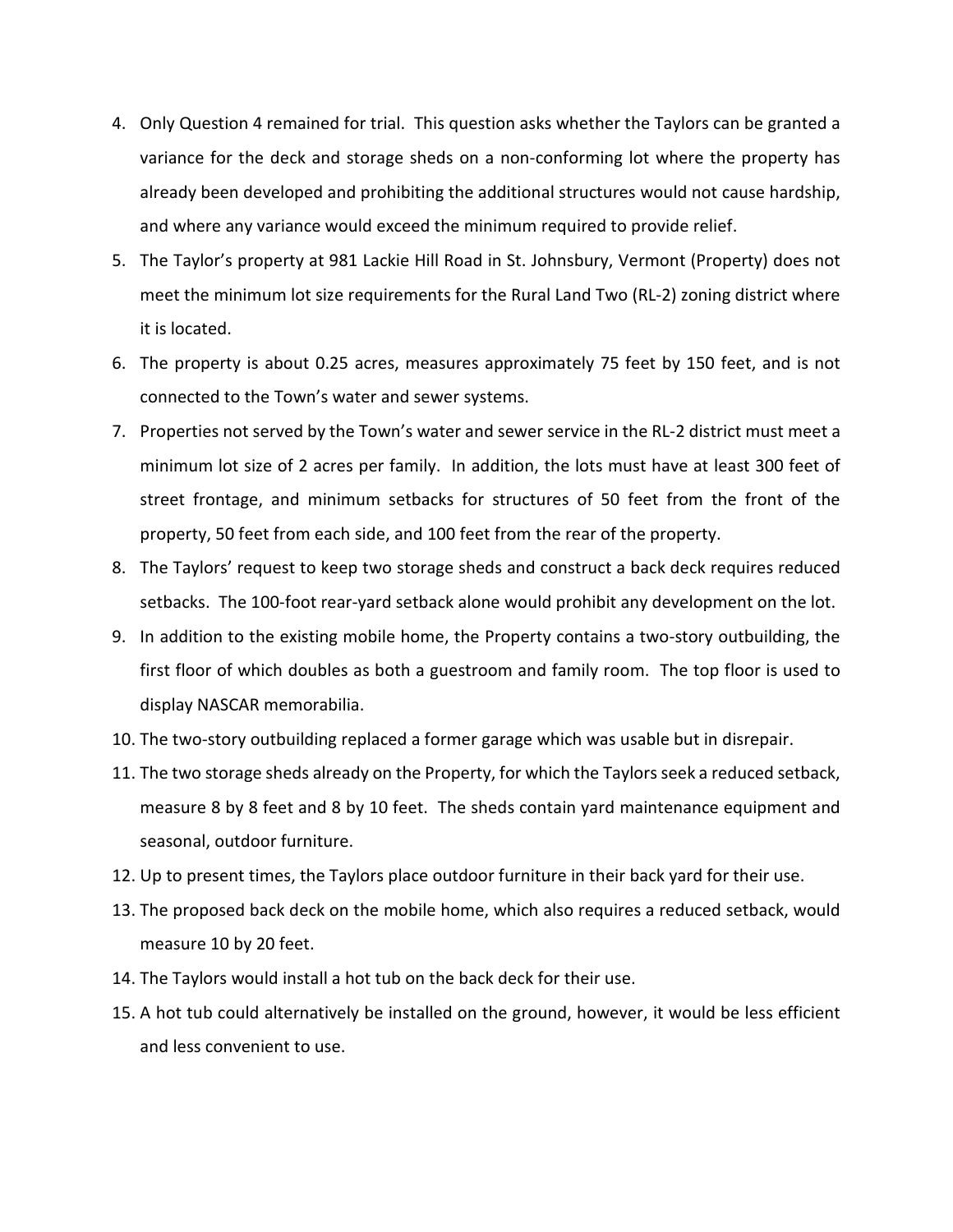4. Only Question 4 remained for trial. This question asks whether the Taylors can be granted a variance for the deck and storage sheds on a non-conforming lot where the property has already been developed and prohibiting the additional structures would not cause hardship, and where any variance would exceed the minimum required to provide relief.
5. The Taylor's property at 981 Lackie Hill Road in St. Johnsbury, Vermont (Property) does not meet the minimum lot size requirements for the Rural Land Two (RL-2) zoning district where it is located.
6. The property is about 0.25 acres, measures approximately 75 feet by 150 feet, and is not connected to the Town's water and sewer systems.
7. Properties not served by the Town's water and sewer service in the RL-2 district must meet a minimum lot size of 2 acres per family. In addition, the lots must have at least 300 feet of street frontage, and minimum setbacks for structures of 50 feet from the front of the property, 50 feet from each side, and 100 feet from the rear of the property.
8. The Taylors' request to keep two storage sheds and construct a back deck requires reduced setbacks. The 100-foot rear-yard setback alone would prohibit any development on the lot.
9. In addition to the existing mobile home, the Property contains a two-story outbuilding, the first floor of which doubles as both a guestroom and family room. The top floor is used to display NASCAR memorabilia.
10. The two-story outbuilding replaced a former garage which was usable but in disrepair.
11. The two storage sheds already on the Property, for which the Taylors seek a reduced setback, measure 8 by 8 feet and 8 by 10 feet. The sheds contain yard maintenance equipment and seasonal, outdoor furniture.
12. Up to present times, the Taylors place outdoor furniture in their back yard for their use.
13. The proposed back deck on the mobile home, which also requires a reduced setback, would measure 10 by 20 feet.
14. The Taylors would install a hot tub on the back deck for their use.
15. A hot tub could alternatively be installed on the ground, however, it would be less efficient and less convenient to use.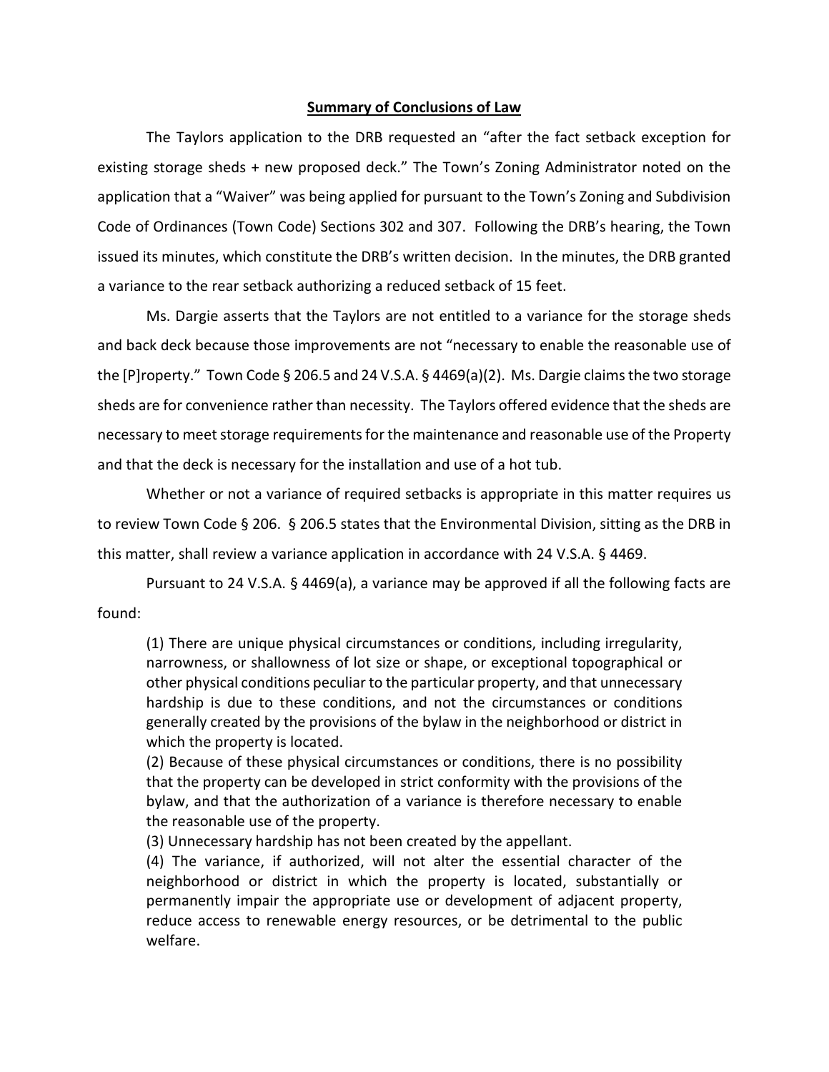**Summary of Conclusions of Law**

The Taylors application to the DRB requested an "after the fact setback exception for existing storage sheds + new proposed deck." The Town's Zoning Administrator noted on the application that a "Waiver" was being applied for pursuant to the Town's Zoning and Subdivision Code of Ordinances (Town Code) Sections 302 and 307. Following the DRB's hearing, the Town issued its minutes, which constitute the DRB's written decision. In the minutes, the DRB granted a variance to the rear setback authorizing a reduced setback of 15 feet.

Ms. Dargie asserts that the Taylors are not entitled to a variance for the storage sheds and back deck because those improvements are not "necessary to enable the reasonable use of the [P]roperty." Town Code § 206.5 and 24 V.S.A. § 4469(a)(2). Ms. Dargie claims the two storage sheds are for convenience rather than necessity. The Taylors offered evidence that the sheds are necessary to meet storage requirements for the maintenance and reasonable use of the Property and that the deck is necessary for the installation and use of a hot tub.

Whether or not a variance of required setbacks is appropriate in this matter requires us to review Town Code § 206. § 206.5 states that the Environmental Division, sitting as the DRB in this matter, shall review a variance application in accordance with 24 V.S.A. § 4469.

Pursuant to 24 V.S.A. § 4469(a), a variance may be approved if all the following facts are found:

> (1) There are unique physical circumstances or conditions, including irregularity, narrowness, or shallowness of lot size or shape, or exceptional topographical or other physical conditions peculiar to the particular property, and that unnecessary hardship is due to these conditions, and not the circumstances or conditions generally created by the provisions of the bylaw in the neighborhood or district in which the property is located.
>
> (2) Because of these physical circumstances or conditions, there is no possibility that the property can be developed in strict conformity with the provisions of the bylaw, and that the authorization of a variance is therefore necessary to enable the reasonable use of the property.
>
> (3) Unnecessary hardship has not been created by the appellant.
>
> (4) The variance, if authorized, will not alter the essential character of the neighborhood or district in which the property is located, substantially or permanently impair the appropriate use or development of adjacent property, reduce access to renewable energy resources, or be detrimental to the public welfare.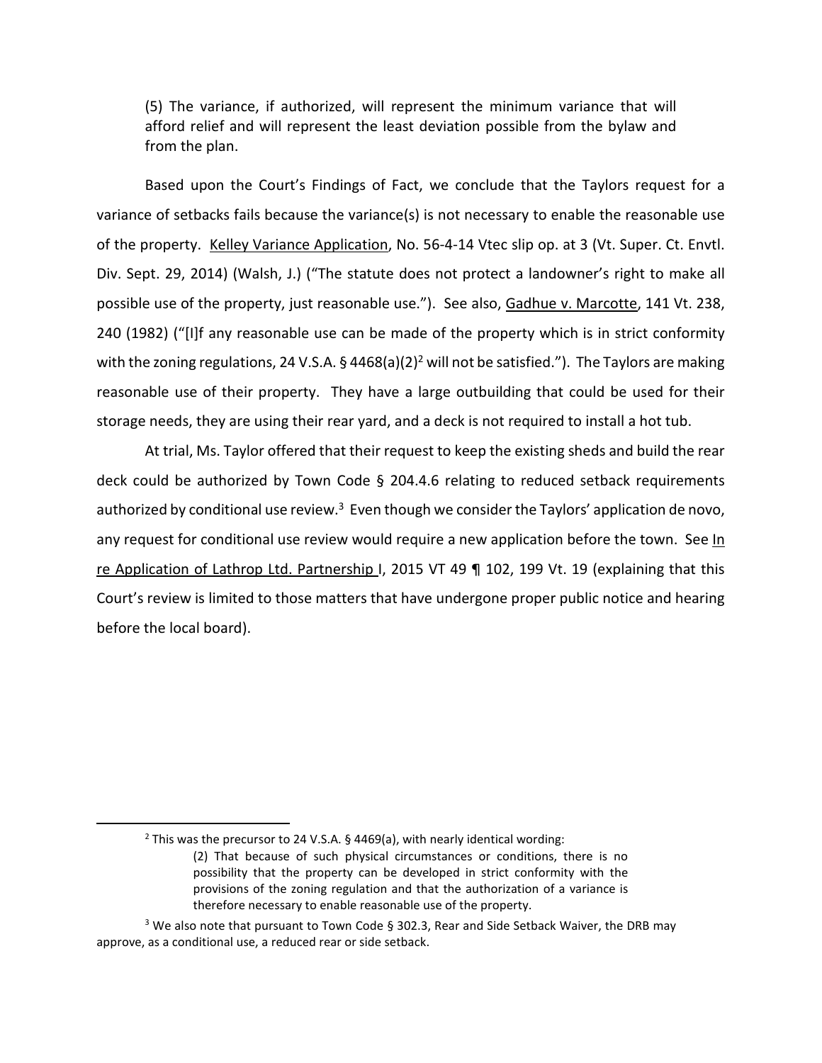> (5) The variance, if authorized, will represent the minimum variance that will afford relief and will represent the least deviation possible from the bylaw and from the plan.

Based upon the Court's Findings of Fact, we conclude that the Taylors request for a variance of setbacks fails because the variance(s) is not necessary to enable the reasonable use of the property. Kelley Variance Application, No. 56-4-14 Vtec slip op. at 3 (Vt. Super. Ct. Envtl. Div. Sept. 29, 2014) (Walsh, J.) ("The statute does not protect a landowner's right to make all possible use of the property, just reasonable use."). See also, Gadhue v. Marcotte, 141 Vt. 238, 240 (1982) ("[I]f any reasonable use can be made of the property which is in strict conformity with the zoning regulations, 24 V.S.A. § 4468(a)(2)[2] will not be satisfied."). The Taylors are making reasonable use of their property. They have a large outbuilding that could be used for their storage needs, they are using their rear yard, and a deck is not required to install a hot tub.

At trial, Ms. Taylor offered that their request to keep the existing sheds and build the rear deck could be authorized by Town Code § 204.4.6 relating to reduced setback requirements authorized by conditional use review.[3] Even though we consider the Taylors' application de novo, any request for conditional use review would require a new application before the town. See In re Application of Lathrop Ltd. Partnership I, 2015 VT 49 ¶ 102, 199 Vt. 19 (explaining that this Court's review is limited to those matters that have undergone proper public notice and hearing before the local board).

---

[2] This was the precursor to 24 V.S.A. § 4469(a), with nearly identical wording:

> (2) That because of such physical circumstances or conditions, there is no possibility that the property can be developed in strict conformity with the provisions of the zoning regulation and that the authorization of a variance is therefore necessary to enable reasonable use of the property.

[3] We also note that pursuant to Town Code § 302.3, Rear and Side Setback Waiver, the DRB may approve, as a conditional use, a reduced rear or side setback.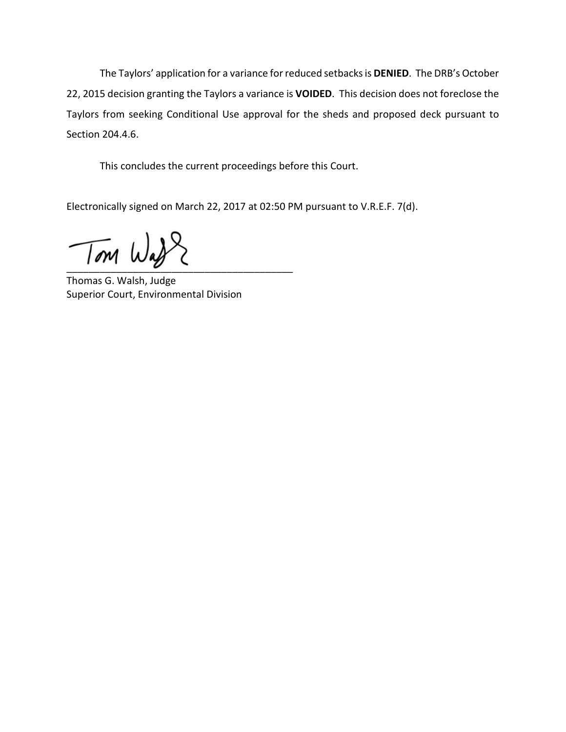The Taylors' application for a variance for reduced setbacks is **DENIED**. The DRB's October 22, 2015 decision granting the Taylors a variance is **VOIDED**. This decision does not foreclose the Taylors from seeking Conditional Use approval for the sheds and proposed deck pursuant to Section 204.4.6.

This concludes the current proceedings before this Court.

Electronically signed on March 22, 2017 at 02:50 PM pursuant to V.R.E.F. 7(d).

Tom Walsh
_________________________________________
Thomas G. Walsh, Judge
Superior Court, Environmental Division